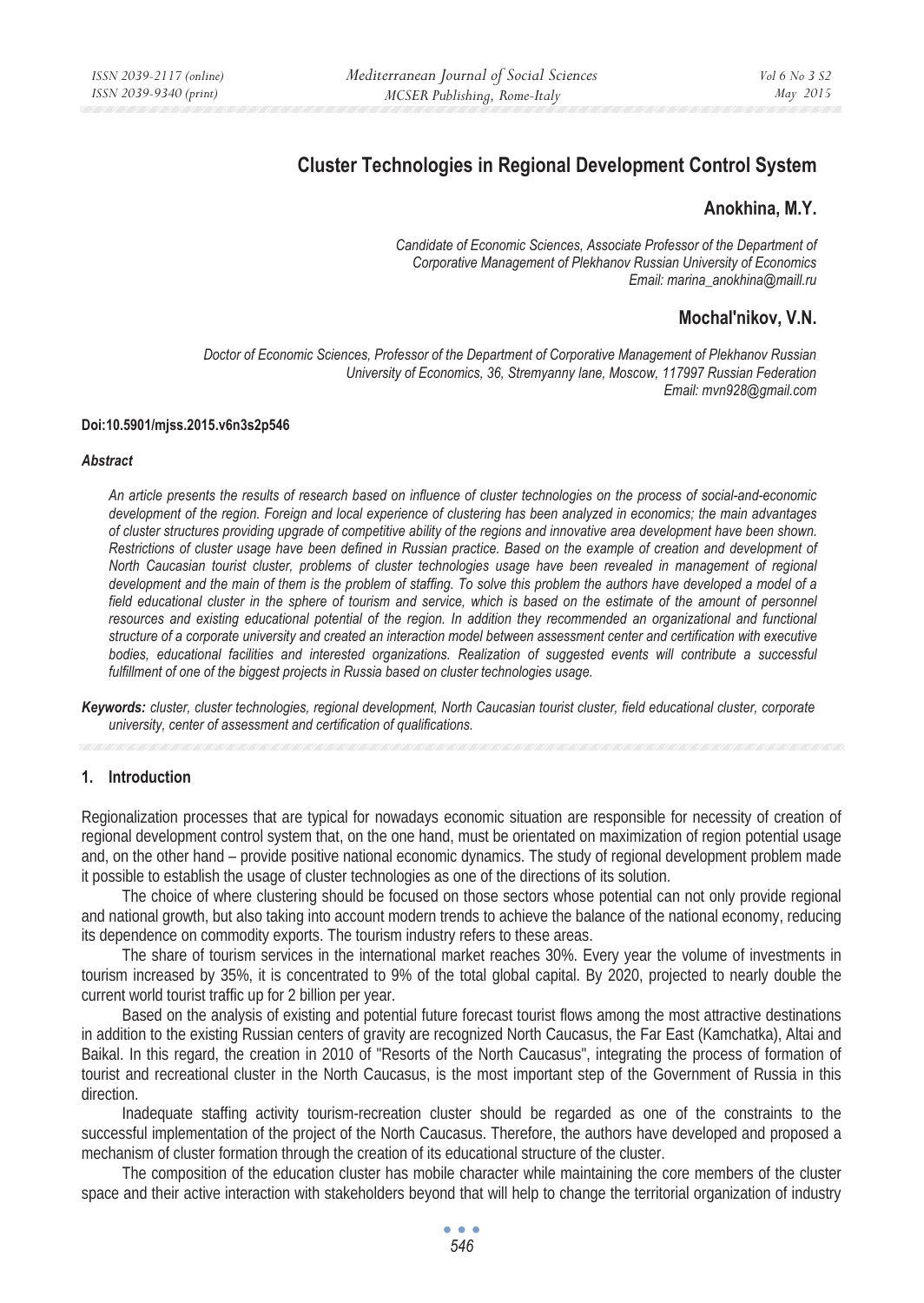# Cluster Technologies in Regional Development Control System

## Anokhina, M.Y.

*Candidate of Economic Sciences, Associate Professor of the Department of Corporative Management of Plekhanov Russian University of Economics*
*Email: marina_anokhina@maill.ru*

## Mochal'nikov, V.N.

*Doctor of Economic Sciences, Professor of the Department of Corporative Management of Plekhanov Russian University of Economics, 36, Stremyanny lane, Moscow, 117997 Russian Federation*
*Email: mvn928@gmail.com*

**Doi:10.5901/mjss.2015.v6n3s2p546**

***Abstract***

*An article presents the results of research based on influence of cluster technologies on the process of social-and-economic development of the region. Foreign and local experience of clustering has been analyzed in economics; the main advantages of cluster structures providing upgrade of competitive ability of the regions and innovative area development have been shown. Restrictions of cluster usage have been defined in Russian practice. Based on the example of creation and development of North Caucasian tourist cluster, problems of cluster technologies usage have been revealed in management of regional development and the main of them is the problem of staffing. To solve this problem the authors have developed a model of a field educational cluster in the sphere of tourism and service, which is based on the estimate of the amount of personnel resources and existing educational potential of the region. In addition they recommended an organizational and functional structure of a corporate university and created an interaction model between assessment center and certification with executive bodies, educational facilities and interested organizations. Realization of suggested events will contribute a successful fulfillment of one of the biggest projects in Russia based on cluster technologies usage.*

***Keywords:*** *cluster, cluster technologies, regional development, North Caucasian tourist cluster, field educational cluster, corporate university, center of assessment and certification of qualifications.*

## 1. Introduction

Regionalization processes that are typical for nowadays economic situation are responsible for necessity of creation of regional development control system that, on the one hand, must be orientated on maximization of region potential usage and, on the other hand – provide positive national economic dynamics. The study of regional development problem made it possible to establish the usage of cluster technologies as one of the directions of its solution.

The choice of where clustering should be focused on those sectors whose potential can not only provide regional and national growth, but also taking into account modern trends to achieve the balance of the national economy, reducing its dependence on commodity exports. The tourism industry refers to these areas.

The share of tourism services in the international market reaches 30%. Every year the volume of investments in tourism increased by 35%, it is concentrated to 9% of the total global capital. By 2020, projected to nearly double the current world tourist traffic up for 2 billion per year.

Based on the analysis of existing and potential future forecast tourist flows among the most attractive destinations in addition to the existing Russian centers of gravity are recognized North Caucasus, the Far East (Kamchatka), Altai and Baikal. In this regard, the creation in 2010 of "Resorts of the North Caucasus", integrating the process of formation of tourist and recreational cluster in the North Caucasus, is the most important step of the Government of Russia in this direction.

Inadequate staffing activity tourism-recreation cluster should be regarded as one of the constraints to the successful implementation of the project of the North Caucasus. Therefore, the authors have developed and proposed a mechanism of cluster formation through the creation of its educational structure of the cluster.

The composition of the education cluster has mobile character while maintaining the core members of the cluster space and their active interaction with stakeholders beyond that will help to change the territorial organization of industry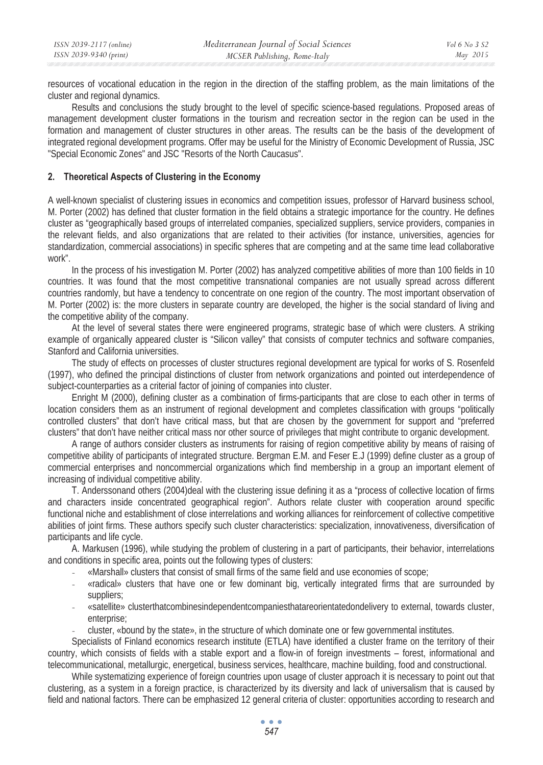resources of vocational education in the region in the direction of the staffing problem, as the main limitations of the cluster and regional dynamics.

Results and conclusions the study brought to the level of specific science-based regulations. Proposed areas of management development cluster formations in the tourism and recreation sector in the region can be used in the formation and management of cluster structures in other areas. The results can be the basis of the development of integrated regional development programs. Offer may be useful for the Ministry of Economic Development of Russia, JSC "Special Economic Zones" and JSC "Resorts of the North Caucasus".

## 2. Theoretical Aspects of Clustering in the Economy

A well-known specialist of clustering issues in economics and competition issues, professor of Harvard business school, M. Porter (2002) has defined that cluster formation in the field obtains a strategic importance for the country. He defines cluster as "geographically based groups of interrelated companies, specialized suppliers, service providers, companies in the relevant fields, and also organizations that are related to their activities (for instance, universities, agencies for standardization, commercial associations) in specific spheres that are competing and at the same time lead collaborative work".

In the process of his investigation M. Porter (2002) has analyzed competitive abilities of more than 100 fields in 10 countries. It was found that the most competitive transnational companies are not usually spread across different countries randomly, but have a tendency to concentrate on one region of the country. The most important observation of M. Porter (2002) is: the more clusters in separate country are developed, the higher is the social standard of living and the competitive ability of the company.

At the level of several states there were engineered programs, strategic base of which were clusters. A striking example of organically appeared cluster is "Silicon valley" that consists of computer technics and software companies, Stanford and California universities.

The study of effects on processes of cluster structures regional development are typical for works of S. Rosenfeld (1997), who defined the principal distinctions of cluster from network organizations and pointed out interdependence of subject-counterparties as a criterial factor of joining of companies into cluster.

Enright M (2000), defining cluster as a combination of firms-participants that are close to each other in terms of location considers them as an instrument of regional development and completes classification with groups "politically controlled clusters" that don't have critical mass, but that are chosen by the government for support and "preferred clusters" that don't have neither critical mass nor other source of privileges that might contribute to organic development.

A range of authors consider clusters as instruments for raising of region competitive ability by means of raising of competitive ability of participants of integrated structure. Bergman E.M. and Feser E.J (1999) define cluster as a group of commercial enterprises and noncommercial organizations which find membership in a group an important element of increasing of individual competitive ability.

T. Anderssonand others (2004)deal with the clustering issue defining it as a "process of collective location of firms and characters inside concentrated geographical region". Authors relate cluster with cooperation around specific functional niche and establishment of close interrelations and working alliances for reinforcement of collective competitive abilities of joint firms. These authors specify such cluster characteristics: specialization, innovativeness, diversification of participants and life cycle.

A. Markusen (1996), while studying the problem of clustering in a part of participants, their behavior, interrelations and conditions in specific area, points out the following types of clusters:

- «Marshall» clusters that consist of small firms of the same field and use economies of scope;
- «radical» clusters that have one or few dominant big, vertically integrated firms that are surrounded by suppliers;
- «satellite» clusterthatcombinesindependentcompaniesthatareorientatedondelivery to external, towards cluster, enterprise;
- cluster, «bound by the state», in the structure of which dominate one or few governmental institutes.

Specialists of Finland economics research institute (ETLA) have identified a cluster frame on the territory of their country, which consists of fields with a stable export and a flow-in of foreign investments – forest, informational and telecommunicational, metallurgic, energetical, business services, healthcare, machine building, food and constructional.

While systematizing experience of foreign countries upon usage of cluster approach it is necessary to point out that clustering, as a system in a foreign practice, is characterized by its diversity and lack of universalism that is caused by field and national factors. There can be emphasized 12 general criteria of cluster: opportunities according to research and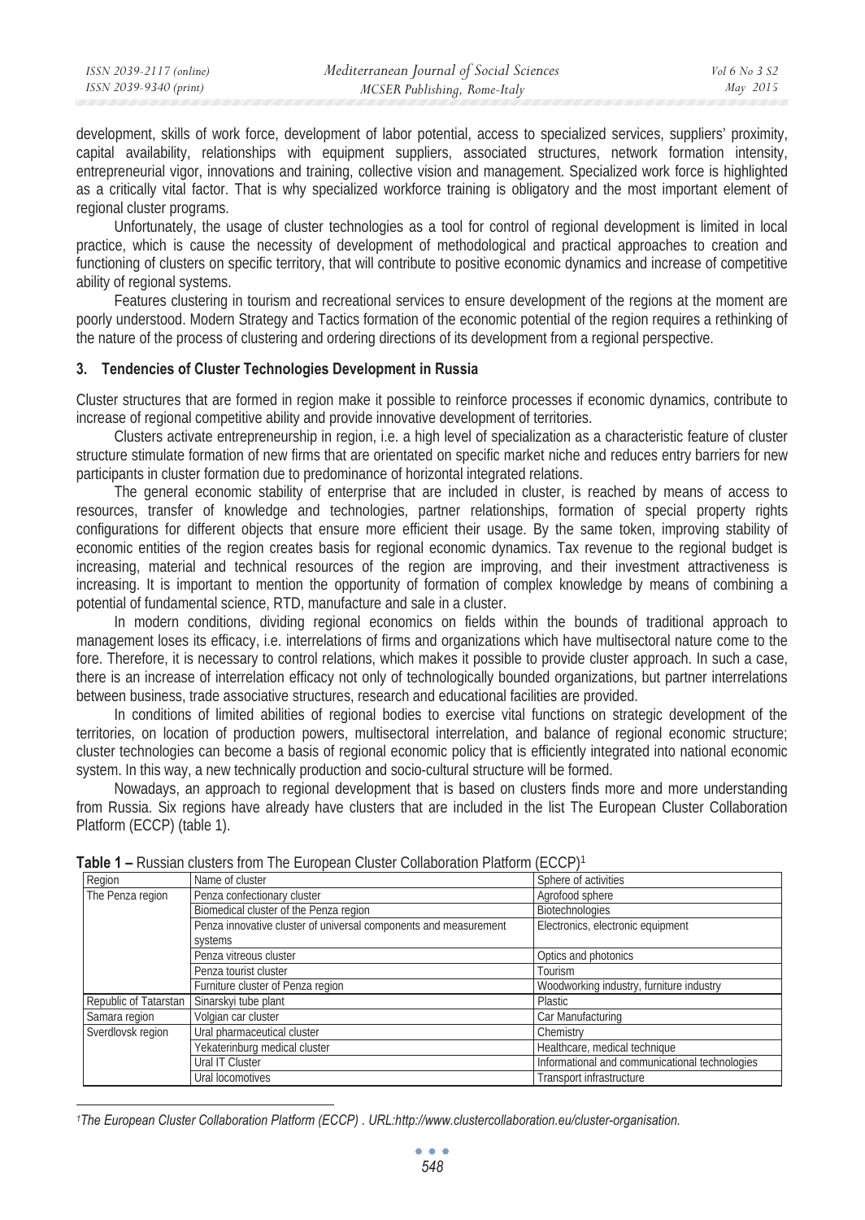development, skills of work force, development of labor potential, access to specialized services, suppliers' proximity, capital availability, relationships with equipment suppliers, associated structures, network formation intensity, entrepreneurial vigor, innovations and training, collective vision and management. Specialized work force is highlighted as a critically vital factor. That is why specialized workforce training is obligatory and the most important element of regional cluster programs.

Unfortunately, the usage of cluster technologies as a tool for control of regional development is limited in local practice, which is cause the necessity of development of methodological and practical approaches to creation and functioning of clusters on specific territory, that will contribute to positive economic dynamics and increase of competitive ability of regional systems.

Features clustering in tourism and recreational services to ensure development of the regions at the moment are poorly understood. Modern Strategy and Tactics formation of the economic potential of the region requires a rethinking of the nature of the process of clustering and ordering directions of its development from a regional perspective.

## 3. Tendencies of Cluster Technologies Development in Russia

Cluster structures that are formed in region make it possible to reinforce processes if economic dynamics, contribute to increase of regional competitive ability and provide innovative development of territories.

Clusters activate entrepreneurship in region, i.e. a high level of specialization as a characteristic feature of cluster structure stimulate formation of new firms that are orientated on specific market niche and reduces entry barriers for new participants in cluster formation due to predominance of horizontal integrated relations.

The general economic stability of enterprise that are included in cluster, is reached by means of access to resources, transfer of knowledge and technologies, partner relationships, formation of special property rights configurations for different objects that ensure more efficient their usage. By the same token, improving stability of economic entities of the region creates basis for regional economic dynamics. Tax revenue to the regional budget is increasing, material and technical resources of the region are improving, and their investment attractiveness is increasing. It is important to mention the opportunity of formation of complex knowledge by means of combining a potential of fundamental science, RTD, manufacture and sale in a cluster.

In modern conditions, dividing regional economics on fields within the bounds of traditional approach to management loses its efficacy, i.e. interrelations of firms and organizations which have multisectoral nature come to the fore. Therefore, it is necessary to control relations, which makes it possible to provide cluster approach. In such a case, there is an increase of interrelation efficacy not only of technologically bounded organizations, but partner interrelations between business, trade associative structures, research and educational facilities are provided.

In conditions of limited abilities of regional bodies to exercise vital functions on strategic development of the territories, on location of production powers, multisectoral interrelation, and balance of regional economic structure; cluster technologies can become a basis of regional economic policy that is efficiently integrated into national economic system. In this way, a new technically production and socio-cultural structure will be formed.

Nowadays, an approach to regional development that is based on clusters finds more and more understanding from Russia. Six regions have already have clusters that are included in the list The European Cluster Collaboration Platform (ECCP) (table 1).

**Table 1 –** Russian clusters from The European Cluster Collaboration Platform (ECCP)[1]

| Region | Name of cluster | Sphere of activities |
|---|---|---|
| The Penza region | Penza confectionary cluster | Agrofood sphere |
| | Biomedical cluster of the Penza region | Biotechnologies |
| | Penza innovative cluster of universal components and measurement systems | Electronics, electronic equipment |
| | Penza vitreous cluster | Optics and photonics |
| | Penza tourist cluster | Tourism |
| | Furniture cluster of Penza region | Woodworking industry, furniture industry |
| Republic of Tatarstan | Sinarskyi tube plant | Plastic |
| Samara region | Volgian car cluster | Car Manufacturing |
| Sverdlovsk region | Ural pharmaceutical cluster | Chemistry |
| | Yekaterinburg medical cluster | Healthcare, medical technique |
| | Ural IT Cluster | Informational and communicational technologies |
| | Ural locomotives | Transport infrastructure |

[1] *The European Cluster Collaboration Platform (ECCP) . URL:http://www.clustercollaboration.eu/cluster-organisation.*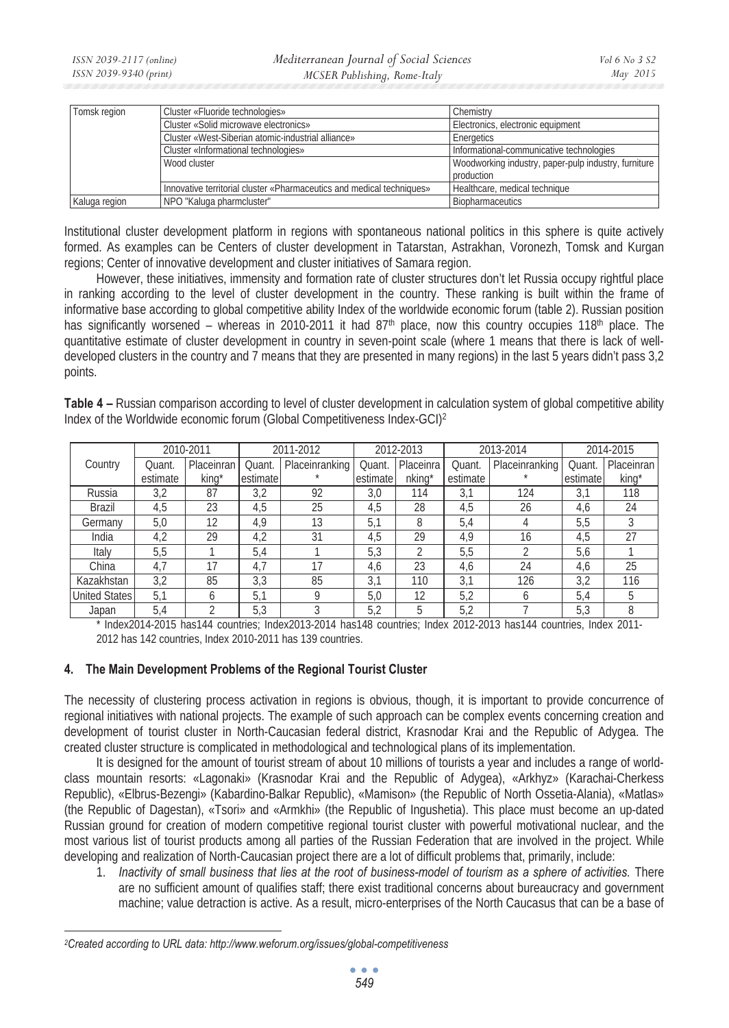| Tomsk region | Cluster «Fluoride technologies» | Chemistry |
|---|---|---|
| | Cluster «Solid microwave electronics» | Electronics, electronic equipment |
| | Cluster «West-Siberian atomic-industrial alliance» | Energetics |
| | Cluster «Informational technologies» | Informational-communicative technologies |
| | Wood cluster | Woodworking industry, paper-pulp industry, furniture production |
| | Innovative territorial cluster «Pharmaceutics and medical techniques» | Healthcare, medical technique |
| Kaluga region | NPO "Kaluga pharmcluster" | Biopharmaceutics |

Institutional cluster development platform in regions with spontaneous national politics in this sphere is quite actively formed. As examples can be Centers of cluster development in Tatarstan, Astrakhan, Voronezh, Tomsk and Kurgan regions; Center of innovative development and cluster initiatives of Samara region.

However, these initiatives, immensity and formation rate of cluster structures don't let Russia occupy rightful place in ranking according to the level of cluster development in the country. These ranking is built within the frame of informative base according to global competitive ability Index of the worldwide economic forum (table 2). Russian position has significantly worsened – whereas in 2010-2011 it had 87th place, now this country occupies 118th place. The quantitative estimate of cluster development in country in seven-point scale (where 1 means that there is lack of well-developed clusters in the country and 7 means that they are presented in many regions) in the last 5 years didn't pass 3,2 points.

**Table 4 –** Russian comparison according to level of cluster development in calculation system of global competitive ability Index of the Worldwide economic forum (Global Competitiveness Index-GCI)[2]

| Country | 2010-2011 | | 2011-2012 | | 2012-2013 | | 2013-2014 | | 2014-2015 | |
|---|---|---|---|---|---|---|---|---|---|---|
| | Quant. estimate | Placeinranking* | Quant. estimate | Placeinranking* | Quant. estimate | Placeinranking* | Quant. estimate | Placeinranking* | Quant. estimate | Placeinranking* |
| Russia | 3,2 | 87 | 3,2 | 92 | 3,0 | 114 | 3,1 | 124 | 3,1 | 118 |
| Brazil | 4,5 | 23 | 4,5 | 25 | 4,5 | 28 | 4,5 | 26 | 4,6 | 24 |
| Germany | 5,0 | 12 | 4,9 | 13 | 5,1 | 8 | 5,4 | 4 | 5,5 | 3 |
| India | 4,2 | 29 | 4,2 | 31 | 4,5 | 29 | 4,9 | 16 | 4,5 | 27 |
| Italy | 5,5 | 1 | 5,4 | 1 | 5,3 | 2 | 5,5 | 2 | 5,6 | 1 |
| China | 4,7 | 17 | 4,7 | 17 | 4,6 | 23 | 4,6 | 24 | 4,6 | 25 |
| Kazakhstan | 3,2 | 85 | 3,3 | 85 | 3,1 | 110 | 3,1 | 126 | 3,2 | 116 |
| United States | 5,1 | 6 | 5,1 | 9 | 5,0 | 12 | 5,2 | 6 | 5,4 | 5 |
| Japan | 5,4 | 2 | 5,3 | 3 | 5,2 | 5 | 5,2 | 7 | 5,3 | 8 |

\* Index2014-2015 has144 countries; Index2013-2014 has148 countries; Index 2012-2013 has144 countries, Index 2011-2012 has 142 countries, Index 2010-2011 has 139 countries.

## 4. The Main Development Problems of the Regional Tourist Cluster

The necessity of clustering process activation in regions is obvious, though, it is important to provide concurrence of regional initiatives with national projects. The example of such approach can be complex events concerning creation and development of tourist cluster in North-Caucasian federal district, Krasnodar Krai and the Republic of Adygea. The created cluster structure is complicated in methodological and technological plans of its implementation.

It is designed for the amount of tourist stream of about 10 millions of tourists a year and includes a range of world-class mountain resorts: «Lagonaki» (Krasnodar Krai and the Republic of Adygea), «Arkhyz» (Karachai-Cherkess Republic), «Elbrus-Bezengi» (Kabardino-Balkar Republic), «Mamison» (the Republic of North Ossetia-Alania), «Matlas» (the Republic of Dagestan), «Tsori» and «Armkhi» (the Republic of Ingushetia). This place must become an up-dated Russian ground for creation of modern competitive regional tourist cluster with powerful motivational nuclear, and the most various list of tourist products among all parties of the Russian Federation that are involved in the project. While developing and realization of North-Caucasian project there are a lot of difficult problems that, primarily, include:

1. *Inactivity of small business that lies at the root of business-model of tourism as a sphere of activities.* There are no sufficient amount of qualifies staff; there exist traditional concerns about bureaucracy and government machine; value detraction is active. As a result, micro-enterprises of the North Caucasus that can be a base of

[2] *Created according to URL data: http://www.weforum.org/issues/global-competitiveness*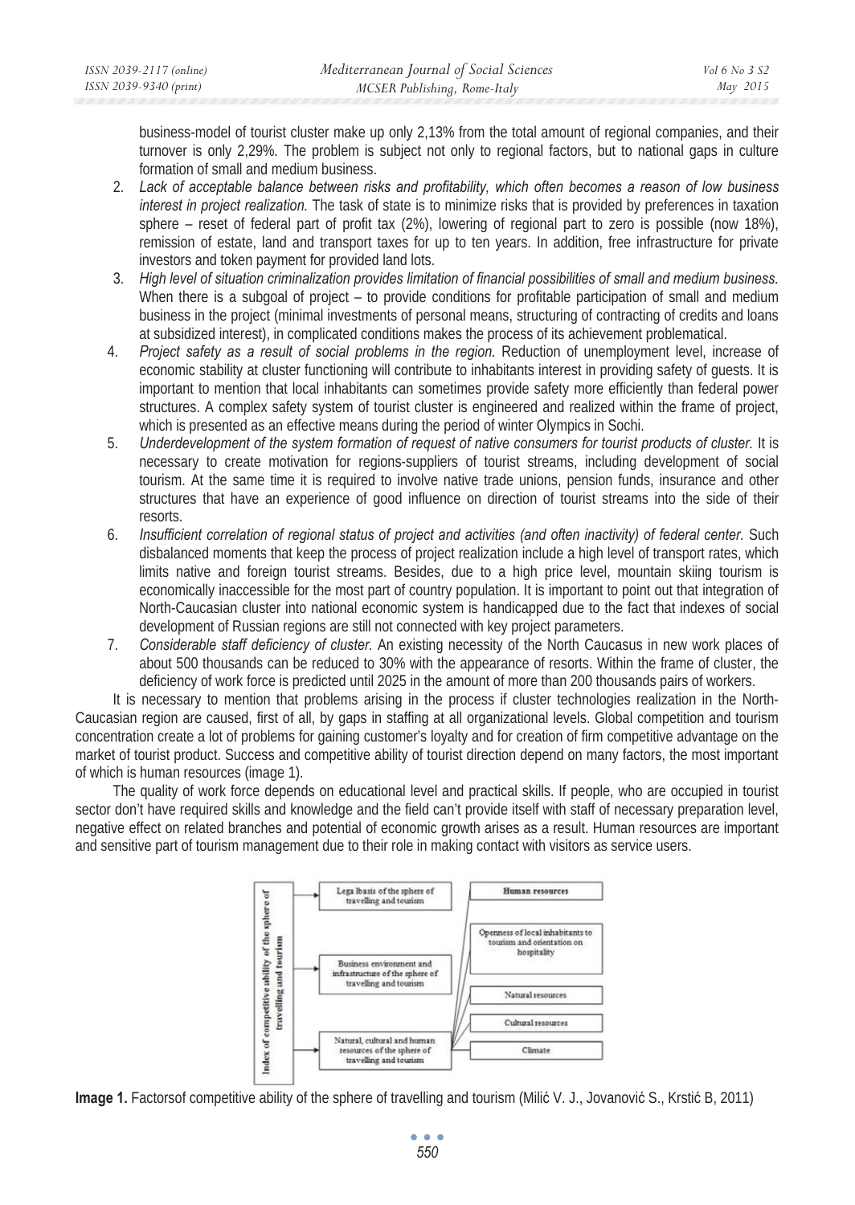business-model of tourist cluster make up only 2,13% from the total amount of regional companies, and their turnover is only 2,29%. The problem is subject not only to regional factors, but to national gaps in culture formation of small and medium business.

2. *Lack of acceptable balance between risks and profitability, which often becomes a reason of low business interest in project realization.* The task of state is to minimize risks that is provided by preferences in taxation sphere – reset of federal part of profit tax (2%), lowering of regional part to zero is possible (now 18%), remission of estate, land and transport taxes for up to ten years. In addition, free infrastructure for private investors and token payment for provided land lots.
3. *High level of situation criminalization provides limitation of financial possibilities of small and medium business.* When there is a subgoal of project – to provide conditions for profitable participation of small and medium business in the project (minimal investments of personal means, structuring of contracting of credits and loans at subsidized interest), in complicated conditions makes the process of its achievement problematical.
4. *Project safety as a result of social problems in the region.* Reduction of unemployment level, increase of economic stability at cluster functioning will contribute to inhabitants interest in providing safety of guests. It is important to mention that local inhabitants can sometimes provide safety more efficiently than federal power structures. A complex safety system of tourist cluster is engineered and realized within the frame of project, which is presented as an effective means during the period of winter Olympics in Sochi.
5. *Underdevelopment of the system formation of request of native consumers for tourist products of cluster.* It is necessary to create motivation for regions-suppliers of tourist streams, including development of social tourism. At the same time it is required to involve native trade unions, pension funds, insurance and other structures that have an experience of good influence on direction of tourist streams into the side of their resorts.
6. *Insufficient correlation of regional status of project and activities (and often inactivity) of federal center.* Such disbalanced moments that keep the process of project realization include a high level of transport rates, which limits native and foreign tourist streams. Besides, due to a high price level, mountain skiing tourism is economically inaccessible for the most part of country population. It is important to point out that integration of North-Caucasian cluster into national economic system is handicapped due to the fact that indexes of social development of Russian regions are still not connected with key project parameters.
7. *Considerable staff deficiency of cluster.* An existing necessity of the North Caucasus in new work places of about 500 thousands can be reduced to 30% with the appearance of resorts. Within the frame of cluster, the deficiency of work force is predicted until 2025 in the amount of more than 200 thousands pairs of workers.

It is necessary to mention that problems arising in the process if cluster technologies realization in the North-Caucasian region are caused, first of all, by gaps in staffing at all organizational levels. Global competition and tourism concentration create a lot of problems for gaining customer's loyalty and for creation of firm competitive advantage on the market of tourist product. Success and competitive ability of tourist direction depend on many factors, the most important of which is human resources (image 1).

The quality of work force depends on educational level and practical skills. If people, who are occupied in tourist sector don't have required skills and knowledge and the field can't provide itself with staff of necessary preparation level, negative effect on related branches and potential of economic growth arises as a result. Human resources are important and sensitive part of tourism management due to their role in making contact with visitors as service users.

Index of competitive ability of the sphere of travelling and tourism

- Lega lbasis of the sphere of travelling and tourism
- Business environment and infrastructure of the sphere of travelling and tourism
- Natural, cultural and human resources of the sphere of travelling and tourism
  - Human resources
  - Openness of local inhabitants to tourism and orientation on hospitality
  - Natural resources
  - Cultural resources
  - Climate

**Image 1.** Factorsof competitive ability of the sphere of travelling and tourism (Milić V. J., Jovanović S., Krstić B, 2011)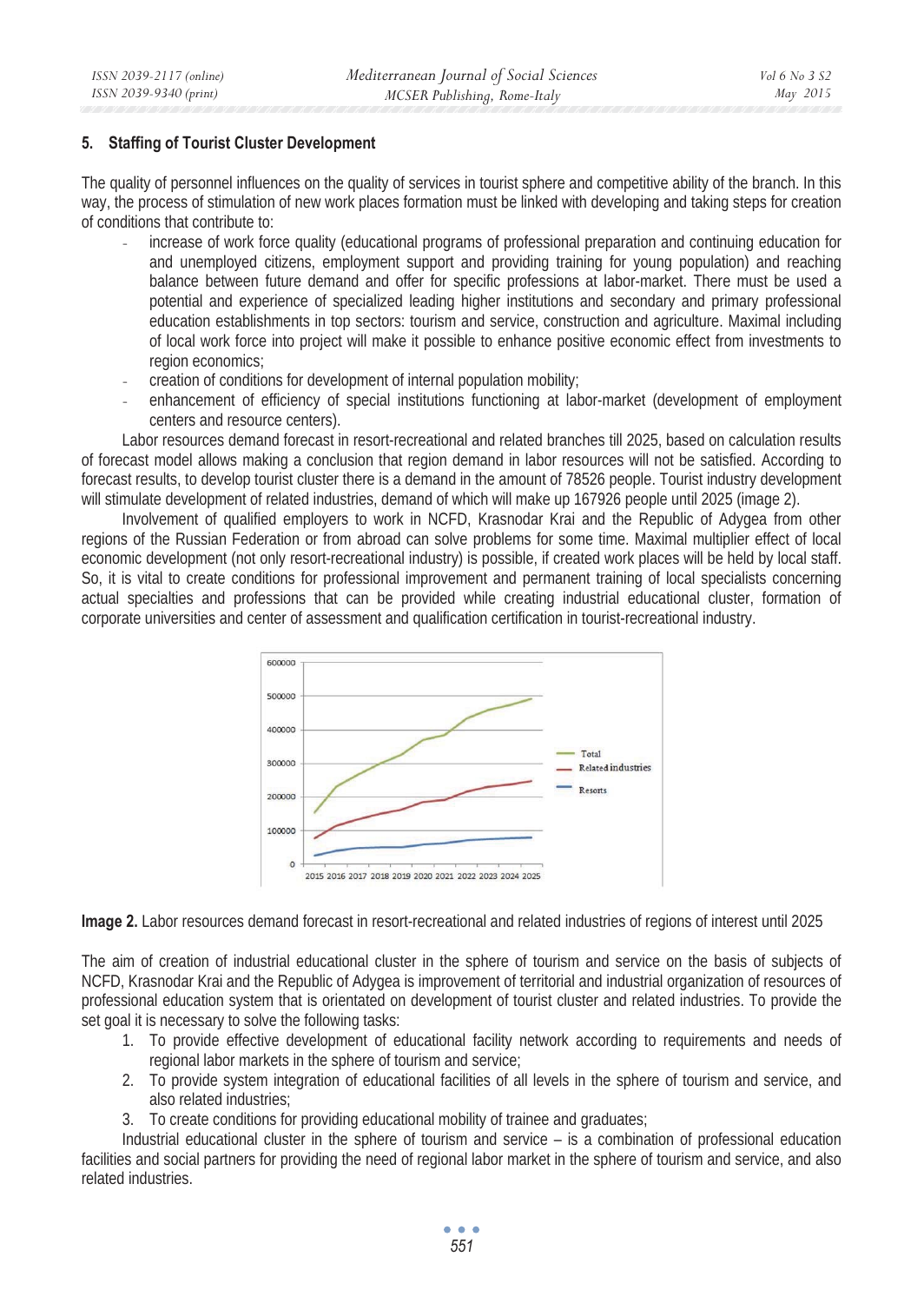## 5. Staffing of Tourist Cluster Development

The quality of personnel influences on the quality of services in tourist sphere and competitive ability of the branch. In this way, the process of stimulation of new work places formation must be linked with developing and taking steps for creation of conditions that contribute to:

- increase of work force quality (educational programs of professional preparation and continuing education for and unemployed citizens, employment support and providing training for young population) and reaching balance between future demand and offer for specific professions at labor-market. There must be used a potential and experience of specialized leading higher institutions and secondary and primary professional education establishments in top sectors: tourism and service, construction and agriculture. Maximal including of local work force into project will make it possible to enhance positive economic effect from investments to region economics;
- creation of conditions for development of internal population mobility;
- enhancement of efficiency of special institutions functioning at labor-market (development of employment centers and resource centers).

Labor resources demand forecast in resort-recreational and related branches till 2025, based on calculation results of forecast model allows making a conclusion that region demand in labor resources will not be satisfied. According to forecast results, to develop tourist cluster there is a demand in the amount of 78526 people. Tourist industry development will stimulate development of related industries, demand of which will make up 167926 people until 2025 (image 2).

Involvement of qualified employers to work in NCFD, Krasnodar Krai and the Republic of Adygea from other regions of the Russian Federation or from abroad can solve problems for some time. Maximal multiplier effect of local economic development (not only resort-recreational industry) is possible, if created work places will be held by local staff. So, it is vital to create conditions for professional improvement and permanent training of local specialists concerning actual specialties and professions that can be provided while creating industrial educational cluster, formation of corporate universities and center of assessment and qualification certification in tourist-recreational industry.

**Image 2.** Labor resources demand forecast in resort-recreational and related industries of regions of interest until 2025

The aim of creation of industrial educational cluster in the sphere of tourism and service on the basis of subjects of NCFD, Krasnodar Krai and the Republic of Adygea is improvement of territorial and industrial organization of resources of professional education system that is orientated on development of tourist cluster and related industries. To provide the set goal it is necessary to solve the following tasks:

1. To provide effective development of educational facility network according to requirements and needs of regional labor markets in the sphere of tourism and service;
2. To provide system integration of educational facilities of all levels in the sphere of tourism and service, and also related industries;
3. To create conditions for providing educational mobility of trainee and graduates;

Industrial educational cluster in the sphere of tourism and service – is a combination of professional education facilities and social partners for providing the need of regional labor market in the sphere of tourism and service, and also related industries.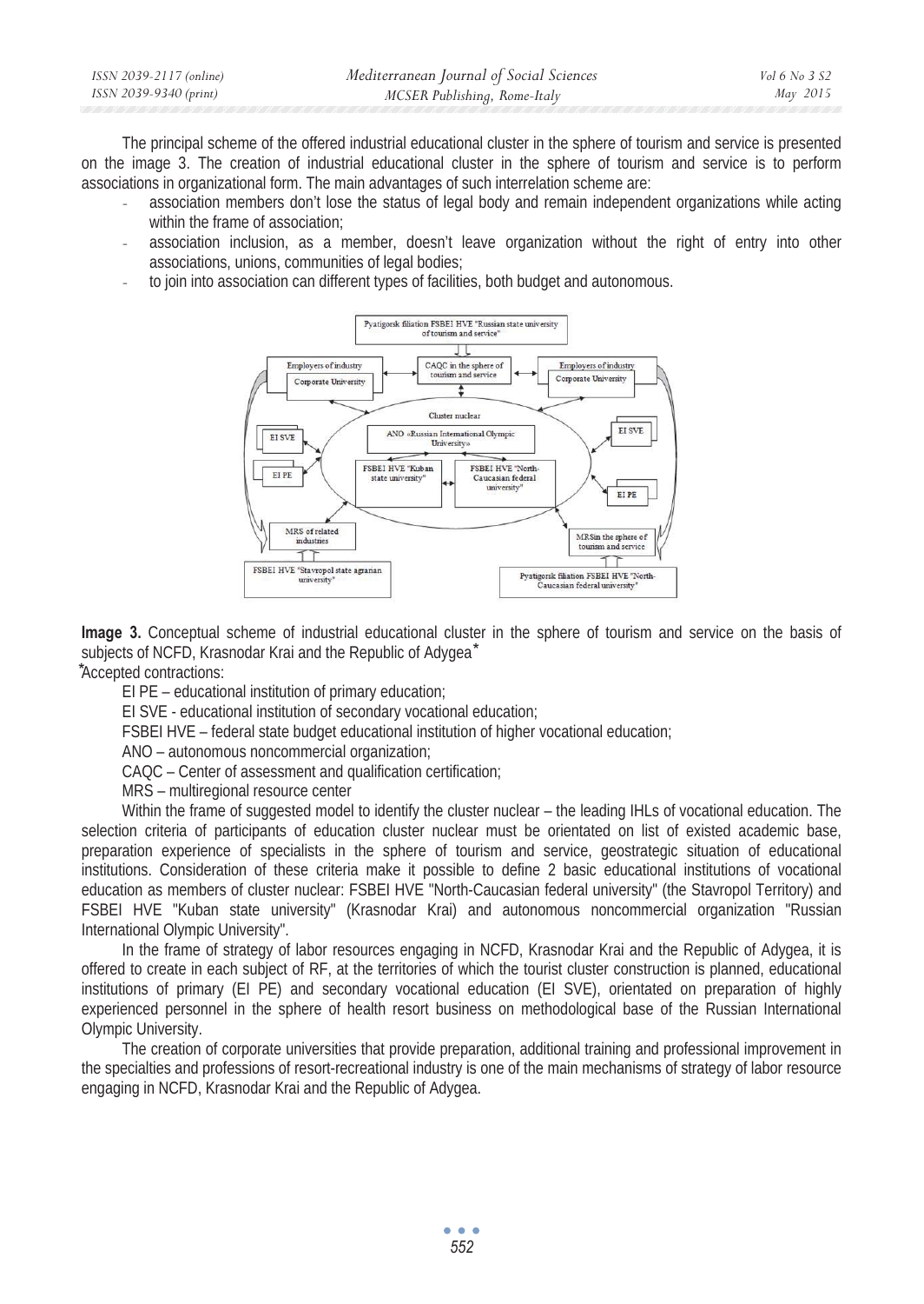The principal scheme of the offered industrial educational cluster in the sphere of tourism and service is presented on the image 3. The creation of industrial educational cluster in the sphere of tourism and service is to perform associations in organizational form. The main advantages of such interrelation scheme are:

- association members don't lose the status of legal body and remain independent organizations while acting within the frame of association;
- association inclusion, as a member, doesn't leave organization without the right of entry into other associations, unions, communities of legal bodies;
- to join into association can different types of facilities, both budget and autonomous.

**Image 3.** Conceptual scheme of industrial educational cluster in the sphere of tourism and service on the basis of subjects of NCFD, Krasnodar Krai and the Republic of Adygea*

*Accepted contractions:

EI PE – educational institution of primary education;

EI SVE - educational institution of secondary vocational education;

FSBEI HVE – federal state budget educational institution of higher vocational education;

ANO – autonomous noncommercial organization;

CAQC – Center of assessment and qualification certification;

MRS – multiregional resource center

Within the frame of suggested model to identify the cluster nuclear – the leading IHLs of vocational education. The selection criteria of participants of education cluster nuclear must be orientated on list of existed academic base, preparation experience of specialists in the sphere of tourism and service, geostrategic situation of educational institutions. Consideration of these criteria make it possible to define 2 basic educational institutions of vocational education as members of cluster nuclear: FSBEI HVE "North-Caucasian federal university" (the Stavropol Territory) and FSBEI HVE "Kuban state university" (Krasnodar Krai) and autonomous noncommercial organization "Russian International Olympic University".

In the frame of strategy of labor resources engaging in NCFD, Krasnodar Krai and the Republic of Adygea, it is offered to create in each subject of RF, at the territories of which the tourist cluster construction is planned, educational institutions of primary (EI PE) and secondary vocational education (EI SVE), orientated on preparation of highly experienced personnel in the sphere of health resort business on methodological base of the Russian International Olympic University.

The creation of corporate universities that provide preparation, additional training and professional improvement in the specialties and professions of resort-recreational industry is one of the main mechanisms of strategy of labor resource engaging in NCFD, Krasnodar Krai and the Republic of Adygea.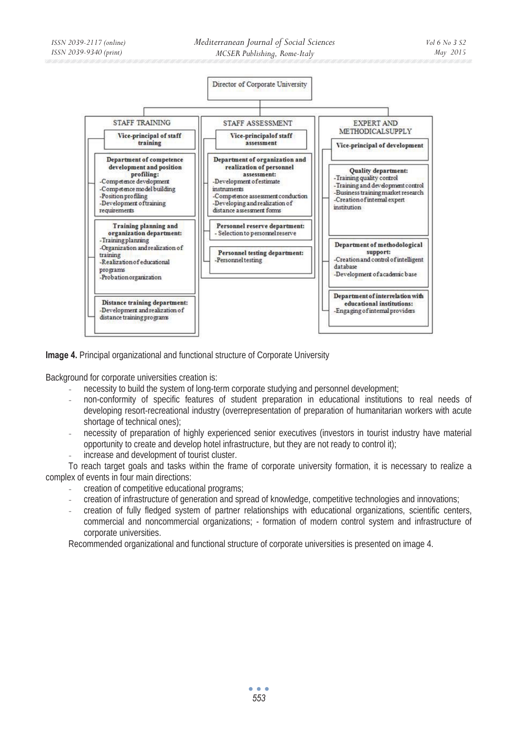Director of Corporate University

- **STAFF TRAINING**
  - **Vice-principal of staff training**
    - **Department of competence development and position profiling:**
      - Competence development
      - Competence model building
      - Position profiling
      - Development of training requirements
    - **Training planning and organization department:**
      - Training planning
      - Organization and realization of training
      - Realization of educational programs
      - Probation organization
    - **Distance training department:**
      - Development and realization of distance training programs
- **STAFF ASSESSMENT**
  - **Vice-principal of staff assessment**
    - **Department of organization and realization of personnel assessment:**
      - Development of estimate instruments
      - Competence assessment conduction
      - Developing and realization of distance assessment forms
    - **Personnel reserve department:**
      - Selection to personnel reserve
    - **Personnel testing department:**
      - Personnel testing
- **EXPERT AND METHODICAL SUPPLY**
  - **Vice-principal of development**
    - **Quality department:**
      - Training quality control
      - Training and development control
      - Business training market research
      - Creation of internal expert institution
    - **Department of methodological support:**
      - Creation and control of intelligent database
      - Development of academic base
    - **Department of interrelation with educational institutions:**
      - Engaging of internal providers

**Image 4.** Principal organizational and functional structure of Corporate University

Background for corporate universities creation is:

- necessity to build the system of long-term corporate studying and personnel development;
- non-conformity of specific features of student preparation in educational institutions to real needs of developing resort-recreational industry (overrepresentation of preparation of humanitarian workers with acute shortage of technical ones);
- necessity of preparation of highly experienced senior executives (investors in tourist industry have material opportunity to create and develop hotel infrastructure, but they are not ready to control it);
- increase and development of tourist cluster.

To reach target goals and tasks within the frame of corporate university formation, it is necessary to realize a complex of events in four main directions:

- creation of competitive educational programs;
- creation of infrastructure of generation and spread of knowledge, competitive technologies and innovations;
- creation of fully fledged system of partner relationships with educational organizations, scientific centers, commercial and noncommercial organizations; - formation of modern control system and infrastructure of corporate universities.

Recommended organizational and functional structure of corporate universities is presented on image 4.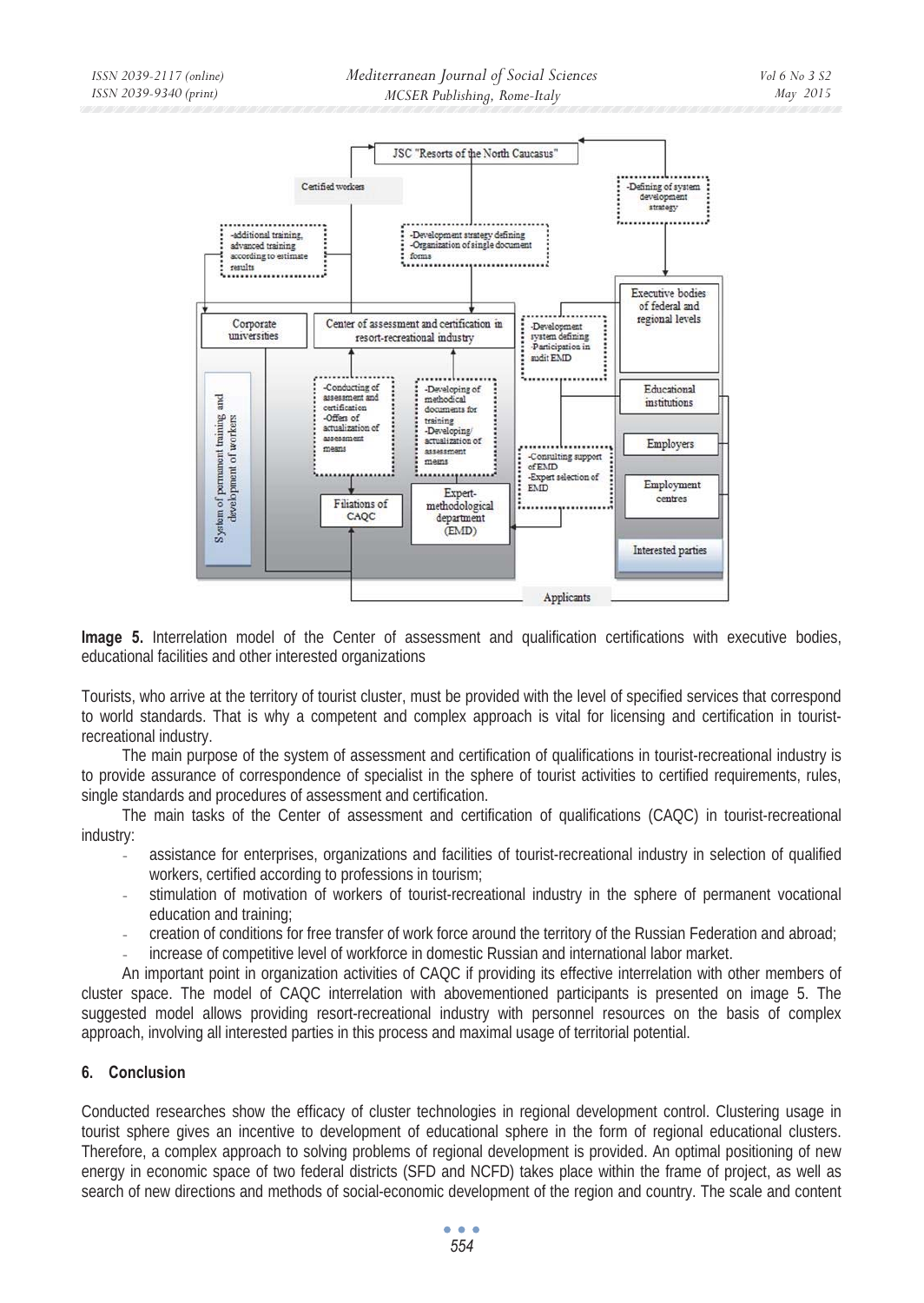**Image 5.** Interrelation model of the Center of assessment and qualification certifications with executive bodies, educational facilities and other interested organizations

Tourists, who arrive at the territory of tourist cluster, must be provided with the level of specified services that correspond to world standards. That is why a competent and complex approach is vital for licensing and certification in tourist-recreational industry.

The main purpose of the system of assessment and certification of qualifications in tourist-recreational industry is to provide assurance of correspondence of specialist in the sphere of tourist activities to certified requirements, rules, single standards and procedures of assessment and certification.

The main tasks of the Center of assessment and certification of qualifications (CAQC) in tourist-recreational industry:

- assistance for enterprises, organizations and facilities of tourist-recreational industry in selection of qualified workers, certified according to professions in tourism;
- stimulation of motivation of workers of tourist-recreational industry in the sphere of permanent vocational education and training;
- creation of conditions for free transfer of work force around the territory of the Russian Federation and abroad;
- increase of competitive level of workforce in domestic Russian and international labor market.

An important point in organization activities of CAQC if providing its effective interrelation with other members of cluster space. The model of CAQC interrelation with abovementioned participants is presented on image 5. The suggested model allows providing resort-recreational industry with personnel resources on the basis of complex approach, involving all interested parties in this process and maximal usage of territorial potential.

## 6. Conclusion

Conducted researches show the efficacy of cluster technologies in regional development control. Clustering usage in tourist sphere gives an incentive to development of educational sphere in the form of regional educational clusters. Therefore, a complex approach to solving problems of regional development is provided. An optimal positioning of new energy in economic space of two federal districts (SFD and NCFD) takes place within the frame of project, as well as search of new directions and methods of social-economic development of the region and country. The scale and content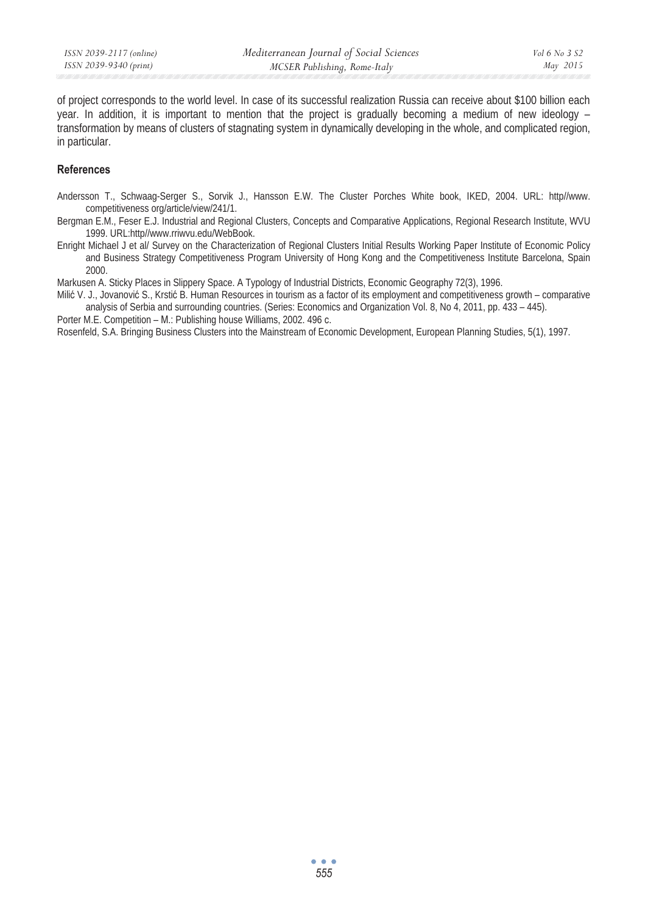of project corresponds to the world level. In case of its successful realization Russia can receive about $100 billion each year. In addition, it is important to mention that the project is gradually becoming a medium of new ideology – transformation by means of clusters of stagnating system in dynamically developing in the whole, and complicated region, in particular.

## References

Andersson T., Schwaag-Serger S., Sorvik J., Hansson E.W. The Cluster Porches White book, IKED, 2004. URL: http//www. competitiveness org/article/view/241/1.

Bergman E.M., Feser E.J. Industrial and Regional Clusters, Concepts and Comparative Applications, Regional Research Institute, WVU 1999. URL:http//www.rriwvu.edu/WebBook.

Enright Michael J et al/ Survey on the Characterization of Regional Clusters Initial Results Working Paper Institute of Economic Policy and Business Strategy Competitiveness Program University of Hong Kong and the Competitiveness Institute Barcelona, Spain 2000.

Markusen A. Sticky Places in Slippery Space. A Typology of Industrial Districts, Economic Geography 72(3), 1996.

Milić V. J., Jovanović S., Krstić B. Human Resources in tourism as a factor of its employment and competitiveness growth – comparative analysis of Serbia and surrounding countries. (Series: Economics and Organization Vol. 8, No 4, 2011, pp. 433 – 445).

Porter M.E. Competition – M.: Publishing house Williams, 2002. 496 c.

Rosenfeld, S.A. Bringing Business Clusters into the Mainstream of Economic Development, European Planning Studies, 5(1), 1997.